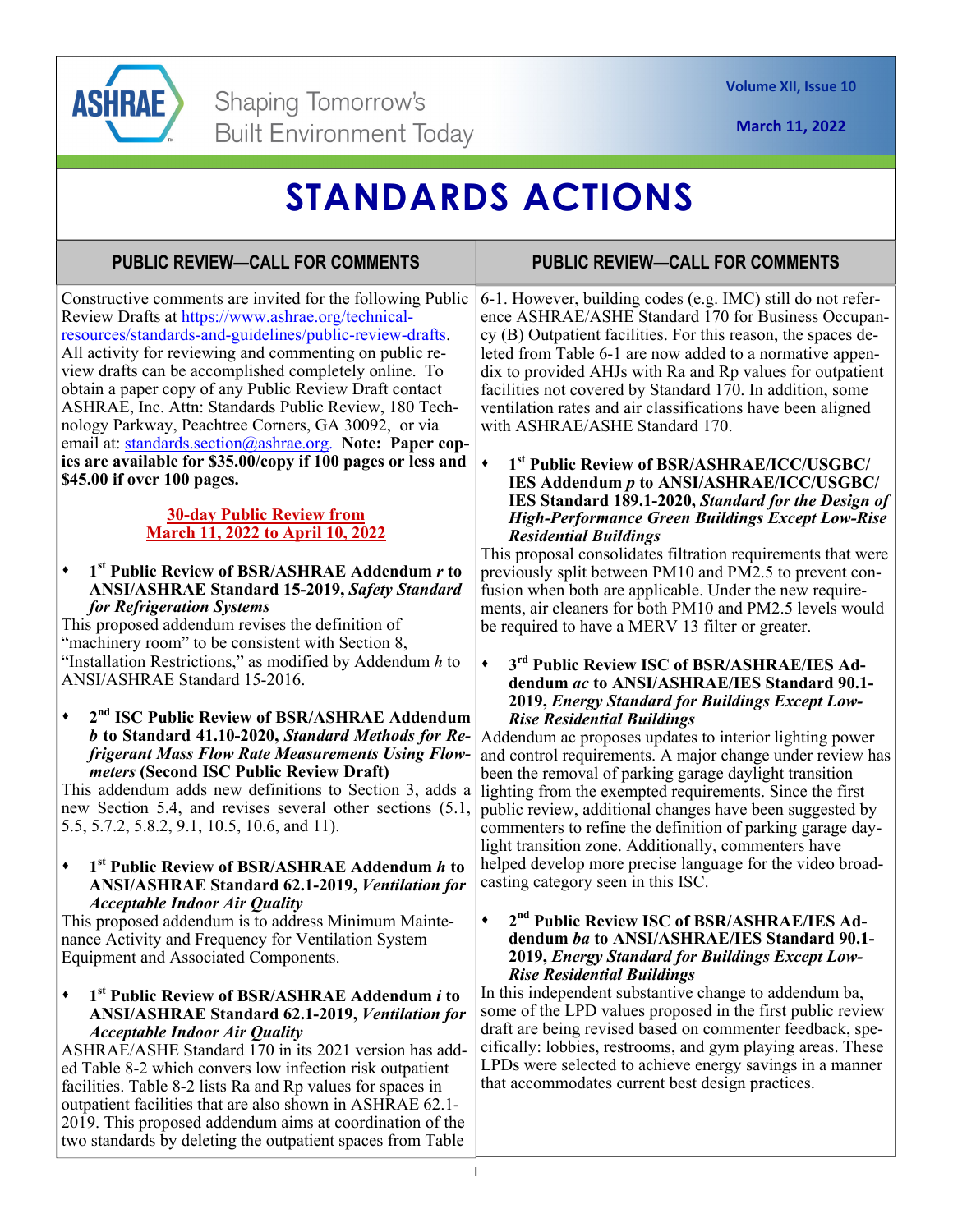ASHRAE

Shaping Tomorrow's Built Environment Today

Volume XII, Issue 10

March 11, 2022

# STANDARDS ACTIONS

## PUBLIC REVIEW—CALL FOR COMMENTS

Constructive comments are invited for the following Public Review Drafts at https://www.ashrae.org/technical-resources/standards-and-guidelines/public-review-drafts. All activity for reviewing and commenting on public review drafts can be accomplished completely online. To obtain a paper copy of any Public Review Draft contact ASHRAE, Inc. Attn: Standards Public Review, 180 Technology Parkway, Peachtree Corners, GA 30092, or via email at: standards.section@ashrae.org. **Note: Paper copies are available for $35.00/copy if 100 pages or less and $45.00 if over 100 pages.**

**30-day Public Review from March 11, 2022 to April 10, 2022**

- **1st Public Review of BSR/ASHRAE Addendum *r* to ANSI/ASHRAE Standard 15-2019, *Safety Standard for Refrigeration Systems***

This proposed addendum revises the definition of "machinery room" to be consistent with Section 8, "Installation Restrictions," as modified by Addendum *h* to ANSI/ASHRAE Standard 15-2016.

- **2nd ISC Public Review of BSR/ASHRAE Addendum *b* to Standard 41.10-2020, *Standard Methods for Refrigerant Mass Flow Rate Measurements Using Flowmeters* (Second ISC Public Review Draft)**

This addendum adds new definitions to Section 3, adds a new Section 5.4, and revises several other sections (5.1, 5.5, 5.7.2, 5.8.2, 9.1, 10.5, 10.6, and 11).

- **1st Public Review of BSR/ASHRAE Addendum *h* to ANSI/ASHRAE Standard 62.1-2019, *Ventilation for Acceptable Indoor Air Quality***

This proposed addendum is to address Minimum Maintenance Activity and Frequency for Ventilation System Equipment and Associated Components.

- **1st Public Review of BSR/ASHRAE Addendum *i* to ANSI/ASHRAE Standard 62.1-2019, *Ventilation for Acceptable Indoor Air Quality***

ASHRAE/ASHE Standard 170 in its 2021 version has added Table 8-2 which convers low infection risk outpatient facilities. Table 8-2 lists Ra and Rp values for spaces in outpatient facilities that are also shown in ASHRAE 62.1-2019. This proposed addendum aims at coordination of the two standards by deleting the outpatient spaces from Table 6-1. However, building codes (e.g. IMC) still do not reference ASHRAE/ASHE Standard 170 for Business Occupancy (B) Outpatient facilities. For this reason, the spaces deleted from Table 6-1 are now added to a normative appendix to provided AHJs with Ra and Rp values for outpatient facilities not covered by Standard 170. In addition, some ventilation rates and air classifications have been aligned with ASHRAE/ASHE Standard 170.

- **1st Public Review of BSR/ASHRAE/ICC/USGBC/IES Addendum *p* to ANSI/ASHRAE/ICC/USGBC/IES Standard 189.1-2020, *Standard for the Design of High-Performance Green Buildings Except Low-Rise Residential Buildings***

This proposal consolidates filtration requirements that were previously split between PM10 and PM2.5 to prevent confusion when both are applicable. Under the new requirements, air cleaners for both PM10 and PM2.5 levels would be required to have a MERV 13 filter or greater.

- **3rd Public Review ISC of BSR/ASHRAE/IES Addendum *ac* to ANSI/ASHRAE/IES Standard 90.1-2019, *Energy Standard for Buildings Except Low-Rise Residential Buildings***

Addendum ac proposes updates to interior lighting power and control requirements. A major change under review has been the removal of parking garage daylight transition lighting from the exempted requirements. Since the first public review, additional changes have been suggested by commenters to refine the definition of parking garage daylight transition zone. Additionally, commenters have helped develop more precise language for the video broadcasting category seen in this ISC.

- **2nd Public Review ISC of BSR/ASHRAE/IES Addendum *ba* to ANSI/ASHRAE/IES Standard 90.1-2019, *Energy Standard for Buildings Except Low-Rise Residential Buildings***

In this independent substantive change to addendum ba, some of the LPD values proposed in the first public review draft are being revised based on commenter feedback, specifically: lobbies, restrooms, and gym playing areas. These LPDs were selected to achieve energy savings in a manner that accommodates current best design practices.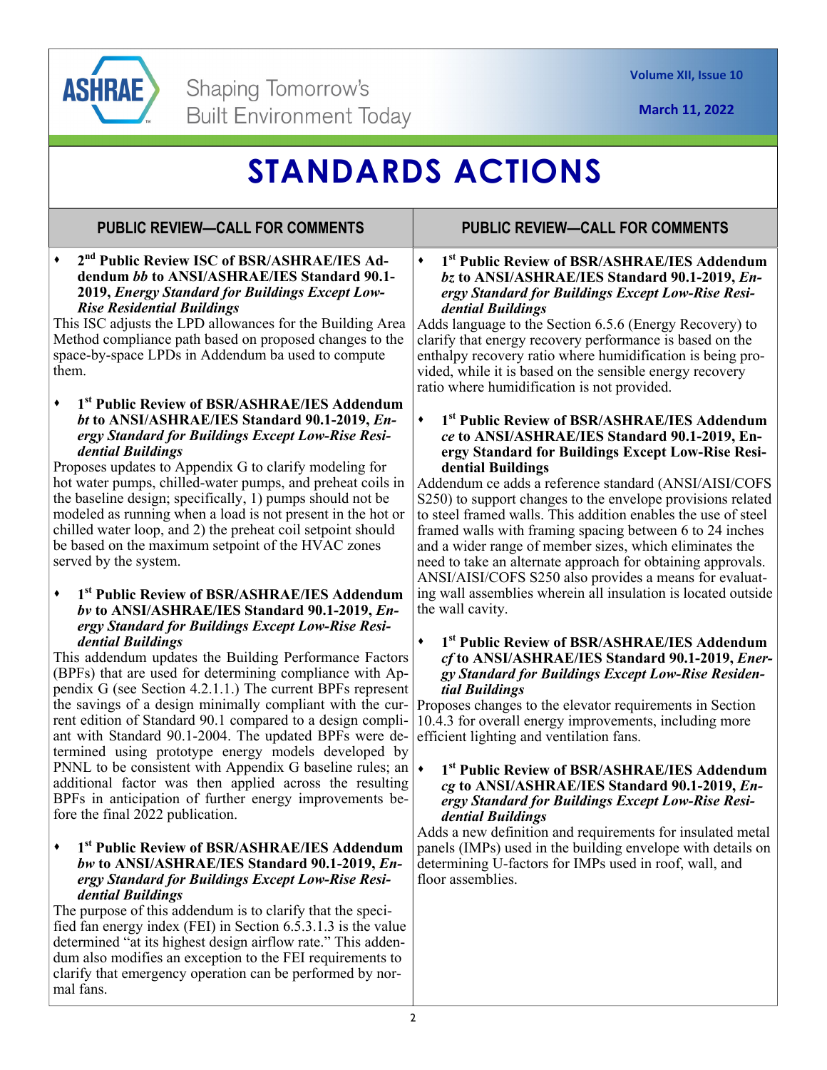# STANDARDS ACTIONS

## PUBLIC REVIEW—CALL FOR COMMENTS

- **2nd Public Review ISC of BSR/ASHRAE/IES Addendum *bb* to ANSI/ASHRAE/IES Standard 90.1-2019, *Energy Standard for Buildings Except Low-Rise Residential Buildings***

This ISC adjusts the LPD allowances for the Building Area Method compliance path based on proposed changes to the space-by-space LPDs in Addendum ba used to compute them.

- **1st Public Review of BSR/ASHRAE/IES Addendum *bt* to ANSI/ASHRAE/IES Standard 90.1-2019, *Energy Standard for Buildings Except Low-Rise Residential Buildings***

Proposes updates to Appendix G to clarify modeling for hot water pumps, chilled-water pumps, and preheat coils in the baseline design; specifically, 1) pumps should not be modeled as running when a load is not present in the hot or chilled water loop, and 2) the preheat coil setpoint should be based on the maximum setpoint of the HVAC zones served by the system.

- **1st Public Review of BSR/ASHRAE/IES Addendum *bv* to ANSI/ASHRAE/IES Standard 90.1-2019, *Energy Standard for Buildings Except Low-Rise Residential Buildings***

This addendum updates the Building Performance Factors (BPFs) that are used for determining compliance with Appendix G (see Section 4.2.1.1.) The current BPFs represent the savings of a design minimally compliant with the current edition of Standard 90.1 compared to a design compliant with Standard 90.1-2004. The updated BPFs were determined using prototype energy models developed by PNNL to be consistent with Appendix G baseline rules; an additional factor was then applied across the resulting BPFs in anticipation of further energy improvements before the final 2022 publication.

- **1st Public Review of BSR/ASHRAE/IES Addendum *bw* to ANSI/ASHRAE/IES Standard 90.1-2019, *Energy Standard for Buildings Except Low-Rise Residential Buildings***

The purpose of this addendum is to clarify that the specified fan energy index (FEI) in Section 6.5.3.1.3 is the value determined "at its highest design airflow rate." This addendum also modifies an exception to the FEI requirements to clarify that emergency operation can be performed by normal fans.

- **1st Public Review of BSR/ASHRAE/IES Addendum *bz* to ANSI/ASHRAE/IES Standard 90.1-2019, *Energy Standard for Buildings Except Low-Rise Residential Buildings***

Adds language to the Section 6.5.6 (Energy Recovery) to clarify that energy recovery performance is based on the enthalpy recovery ratio where humidification is being provided, while it is based on the sensible energy recovery ratio where humidification is not provided.

- **1st Public Review of BSR/ASHRAE/IES Addendum *ce* to ANSI/ASHRAE/IES Standard 90.1-2019, Energy Standard for Buildings Except Low-Rise Residential Buildings**

Addendum ce adds a reference standard (ANSI/AISI/COFS S250) to support changes to the envelope provisions related to steel framed walls. This addition enables the use of steel framed walls with framing spacing between 6 to 24 inches and a wider range of member sizes, which eliminates the need to take an alternate approach for obtaining approvals. ANSI/AISI/COFS S250 also provides a means for evaluating wall assemblies wherein all insulation is located outside the wall cavity.

- **1st Public Review of BSR/ASHRAE/IES Addendum *cf* to ANSI/ASHRAE/IES Standard 90.1-2019, *Energy Standard for Buildings Except Low-Rise Residential Buildings***

Proposes changes to the elevator requirements in Section 10.4.3 for overall energy improvements, including more efficient lighting and ventilation fans.

- **1st Public Review of BSR/ASHRAE/IES Addendum *cg* to ANSI/ASHRAE/IES Standard 90.1-2019, *Energy Standard for Buildings Except Low-Rise Residential Buildings***

Adds a new definition and requirements for insulated metal panels (IMPs) used in the building envelope with details on determining U-factors for IMPs used in roof, wall, and floor assemblies.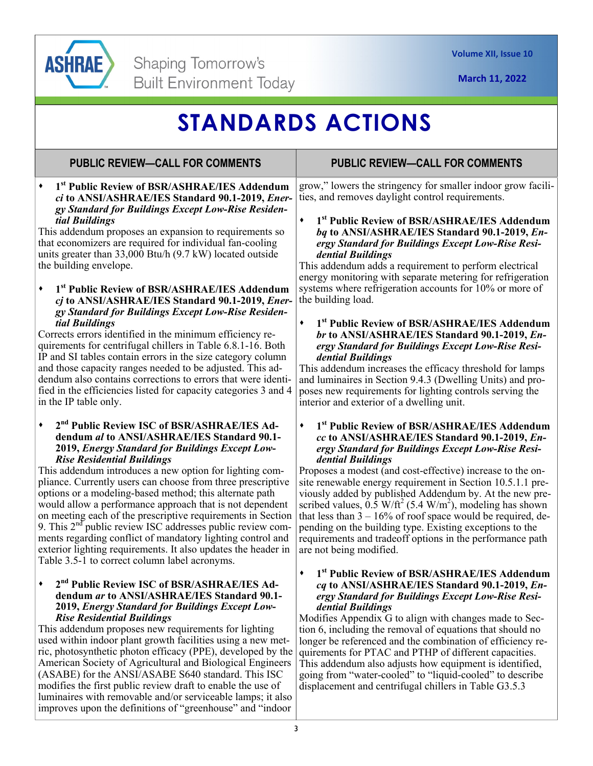# STANDARDS ACTIONS

## PUBLIC REVIEW—CALL FOR COMMENTS

- **1st Public Review of BSR/ASHRAE/IES Addendum *ci* to ANSI/ASHRAE/IES Standard 90.1-2019, *Energy Standard for Buildings Except Low-Rise Residential Buildings***

This addendum proposes an expansion to requirements so that economizers are required for individual fan-cooling units greater than 33,000 Btu/h (9.7 kW) located outside the building envelope.

- **1st Public Review of BSR/ASHRAE/IES Addendum *cj* to ANSI/ASHRAE/IES Standard 90.1-2019, *Energy Standard for Buildings Except Low-Rise Residential Buildings***

Corrects errors identified in the minimum efficiency requirements for centrifugal chillers in Table 6.8.1-16. Both IP and SI tables contain errors in the size category column and those capacity ranges needed to be adjusted. This addendum also contains corrections to errors that were identified in the efficiencies listed for capacity categories 3 and 4 in the IP table only.

- **2nd Public Review ISC of BSR/ASHRAE/IES Addendum *al* to ANSI/ASHRAE/IES Standard 90.1-2019, *Energy Standard for Buildings Except Low-Rise Residential Buildings***

This addendum introduces a new option for lighting compliance. Currently users can choose from three prescriptive options or a modeling-based method; this alternate path would allow a performance approach that is not dependent on meeting each of the prescriptive requirements in Section 9. This 2nd public review ISC addresses public review comments regarding conflict of mandatory lighting control and exterior lighting requirements. It also updates the header in Table 3.5-1 to correct column label acronyms.

- **2nd Public Review ISC of BSR/ASHRAE/IES Addendum *ar* to ANSI/ASHRAE/IES Standard 90.1-2019, *Energy Standard for Buildings Except Low-Rise Residential Buildings***

This addendum proposes new requirements for lighting used within indoor plant growth facilities using a new metric, photosynthetic photon efficacy (PPE), developed by the American Society of Agricultural and Biological Engineers (ASABE) for the ANSI/ASABE S640 standard. This ISC modifies the first public review draft to enable the use of luminaires with removable and/or serviceable lamps; it also improves upon the definitions of "greenhouse" and "indoor grow," lowers the stringency for smaller indoor grow facilities, and removes daylight control requirements.

- **1st Public Review of BSR/ASHRAE/IES Addendum *bq* to ANSI/ASHRAE/IES Standard 90.1-2019, *Energy Standard for Buildings Except Low-Rise Residential Buildings***

This addendum adds a requirement to perform electrical energy monitoring with separate metering for refrigeration systems where refrigeration accounts for 10% or more of the building load.

- **1st Public Review of BSR/ASHRAE/IES Addendum *br* to ANSI/ASHRAE/IES Standard 90.1-2019, *Energy Standard for Buildings Except Low-Rise Residential Buildings***

This addendum increases the efficacy threshold for lamps and luminaires in Section 9.4.3 (Dwelling Units) and proposes new requirements for lighting controls serving the interior and exterior of a dwelling unit.

- **1st Public Review of BSR/ASHRAE/IES Addendum *cc* to ANSI/ASHRAE/IES Standard 90.1-2019, *Energy Standard for Buildings Except Low-Rise Residential Buildings***

Proposes a modest (and cost-effective) increase to the on-site renewable energy requirement in Section 10.5.1.1 previously added by published Addendum by. At the new prescribed values, 0.5 W/ft$^2$ (5.4 W/m$^2$), modeling has shown that less than 3 – 16% of roof space would be required, depending on the building type. Existing exceptions to the requirements and tradeoff options in the performance path are not being modified.

- **1st Public Review of BSR/ASHRAE/IES Addendum *cq* to ANSI/ASHRAE/IES Standard 90.1-2019, *Energy Standard for Buildings Except Low-Rise Residential Buildings***

Modifies Appendix G to align with changes made to Section 6, including the removal of equations that should no longer be referenced and the combination of efficiency requirements for PTAC and PTHP of different capacities. This addendum also adjusts how equipment is identified, going from "water-cooled" to "liquid-cooled" to describe displacement and centrifugal chillers in Table G3.5.3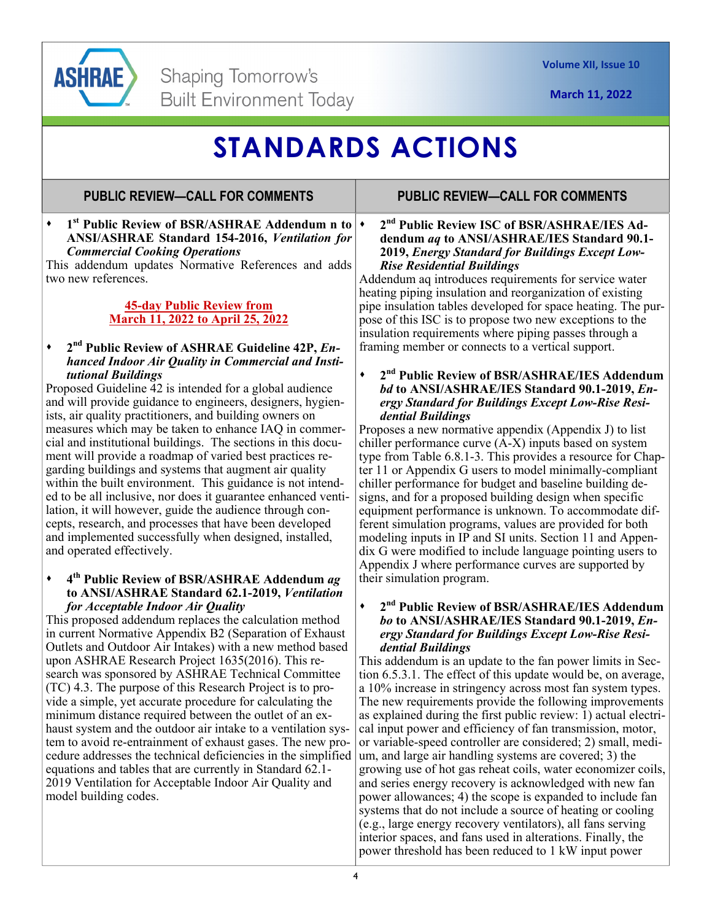# STANDARDS ACTIONS

## PUBLIC REVIEW—CALL FOR COMMENTS

- **1st Public Review of BSR/ASHRAE Addendum n to ANSI/ASHRAE Standard 154-2016, *Ventilation for Commercial Cooking Operations***

This addendum updates Normative References and adds two new references.

**45-day Public Review from March 11, 2022 to April 25, 2022**

- **2nd Public Review of ASHRAE Guideline 42P, *Enhanced Indoor Air Quality in Commercial and Institutional Buildings***

Proposed Guideline 42 is intended for a global audience and will provide guidance to engineers, designers, hygienists, air quality practitioners, and building owners on measures which may be taken to enhance IAQ in commercial and institutional buildings. The sections in this document will provide a roadmap of varied best practices regarding buildings and systems that augment air quality within the built environment. This guidance is not intended to be all inclusive, nor does it guarantee enhanced ventilation, it will however, guide the audience through concepts, research, and processes that have been developed and implemented successfully when designed, installed, and operated effectively.

- **4th Public Review of BSR/ASHRAE Addendum *ag* to ANSI/ASHRAE Standard 62.1-2019, *Ventilation for Acceptable Indoor Air Quality***

This proposed addendum replaces the calculation method in current Normative Appendix B2 (Separation of Exhaust Outlets and Outdoor Air Intakes) with a new method based upon ASHRAE Research Project 1635(2016). This research was sponsored by ASHRAE Technical Committee (TC) 4.3. The purpose of this Research Project is to provide a simple, yet accurate procedure for calculating the minimum distance required between the outlet of an exhaust system and the outdoor air intake to a ventilation system to avoid re-entrainment of exhaust gases. The new procedure addresses the technical deficiencies in the simplified equations and tables that are currently in Standard 62.1-2019 Ventilation for Acceptable Indoor Air Quality and model building codes.

- **2nd Public Review ISC of BSR/ASHRAE/IES Addendum *aq* to ANSI/ASHRAE/IES Standard 90.1-2019, *Energy Standard for Buildings Except Low-Rise Residential Buildings***

Addendum aq introduces requirements for service water heating piping insulation and reorganization of existing pipe insulation tables developed for space heating. The purpose of this ISC is to propose two new exceptions to the insulation requirements where piping passes through a framing member or connects to a vertical support.

- **2nd Public Review of BSR/ASHRAE/IES Addendum *bd* to ANSI/ASHRAE/IES Standard 90.1-2019, *Energy Standard for Buildings Except Low-Rise Residential Buildings***

Proposes a new normative appendix (Appendix J) to list chiller performance curve (A-X) inputs based on system type from Table 6.8.1-3. This provides a resource for Chapter 11 or Appendix G users to model minimally-compliant chiller performance for budget and baseline building designs, and for a proposed building design when specific equipment performance is unknown. To accommodate different simulation programs, values are provided for both modeling inputs in IP and SI units. Section 11 and Appendix G were modified to include language pointing users to Appendix J where performance curves are supported by their simulation program.

- **2nd Public Review of BSR/ASHRAE/IES Addendum *bo* to ANSI/ASHRAE/IES Standard 90.1-2019, *Energy Standard for Buildings Except Low-Rise Residential Buildings***

This addendum is an update to the fan power limits in Section 6.5.3.1. The effect of this update would be, on average, a 10% increase in stringency across most fan system types. The new requirements provide the following improvements as explained during the first public review: 1) actual electrical input power and efficiency of fan transmission, motor, or variable-speed controller are considered; 2) small, medium, and large air handling systems are covered; 3) the growing use of hot gas reheat coils, water economizer coils, and series energy recovery is acknowledged with new fan power allowances; 4) the scope is expanded to include fan systems that do not include a source of heating or cooling (e.g., large energy recovery ventilators), all fans serving interior spaces, and fans used in alterations. Finally, the power threshold has been reduced to 1 kW input power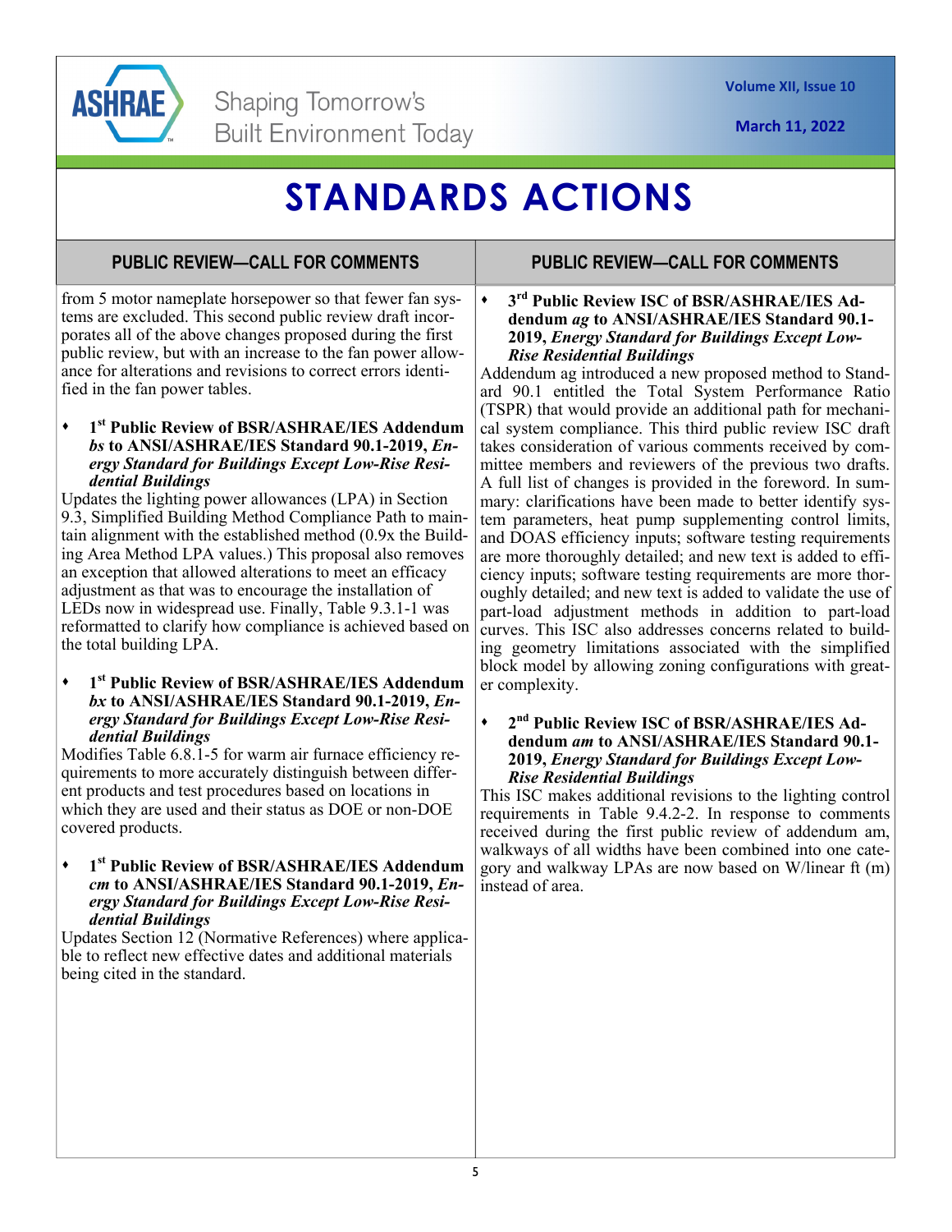# STANDARDS ACTIONS

## PUBLIC REVIEW—CALL FOR COMMENTS

from 5 motor nameplate horsepower so that fewer fan systems are excluded. This second public review draft incorporates all of the above changes proposed during the first public review, but with an increase to the fan power allowance for alterations and revisions to correct errors identified in the fan power tables.

- **1st Public Review of BSR/ASHRAE/IES Addendum *bs* to ANSI/ASHRAE/IES Standard 90.1-2019, *Energy Standard for Buildings Except Low-Rise Residential Buildings***

Updates the lighting power allowances (LPA) in Section 9.3, Simplified Building Method Compliance Path to maintain alignment with the established method (0.9x the Building Area Method LPA values.) This proposal also removes an exception that allowed alterations to meet an efficacy adjustment as that was to encourage the installation of LEDs now in widespread use. Finally, Table 9.3.1-1 was reformatted to clarify how compliance is achieved based on the total building LPA.

- **1st Public Review of BSR/ASHRAE/IES Addendum *bx* to ANSI/ASHRAE/IES Standard 90.1-2019, *Energy Standard for Buildings Except Low-Rise Residential Buildings***

Modifies Table 6.8.1-5 for warm air furnace efficiency requirements to more accurately distinguish between different products and test procedures based on locations in which they are used and their status as DOE or non-DOE covered products.

- **1st Public Review of BSR/ASHRAE/IES Addendum *cm* to ANSI/ASHRAE/IES Standard 90.1-2019, *Energy Standard for Buildings Except Low-Rise Residential Buildings***

Updates Section 12 (Normative References) where applicable to reflect new effective dates and additional materials being cited in the standard.

## PUBLIC REVIEW—CALL FOR COMMENTS

- **3rd Public Review ISC of BSR/ASHRAE/IES Addendum *ag* to ANSI/ASHRAE/IES Standard 90.1-2019, *Energy Standard for Buildings Except Low-Rise Residential Buildings***

Addendum ag introduced a new proposed method to Standard 90.1 entitled the Total System Performance Ratio (TSPR) that would provide an additional path for mechanical system compliance. This third public review ISC draft takes consideration of various comments received by committee members and reviewers of the previous two drafts. A full list of changes is provided in the foreword. In summary: clarifications have been made to better identify system parameters, heat pump supplementing control limits, and DOAS efficiency inputs; software testing requirements are more thoroughly detailed; and new text is added to efficiency inputs; software testing requirements are more thoroughly detailed; and new text is added to validate the use of part-load adjustment methods in addition to part-load curves. This ISC also addresses concerns related to building geometry limitations associated with the simplified block model by allowing zoning configurations with greater complexity.

- **2nd Public Review ISC of BSR/ASHRAE/IES Addendum *am* to ANSI/ASHRAE/IES Standard 90.1-2019, *Energy Standard for Buildings Except Low-Rise Residential Buildings***

This ISC makes additional revisions to the lighting control requirements in Table 9.4.2-2. In response to comments received during the first public review of addendum am, walkways of all widths have been combined into one category and walkway LPAs are now based on W/linear ft (m) instead of area.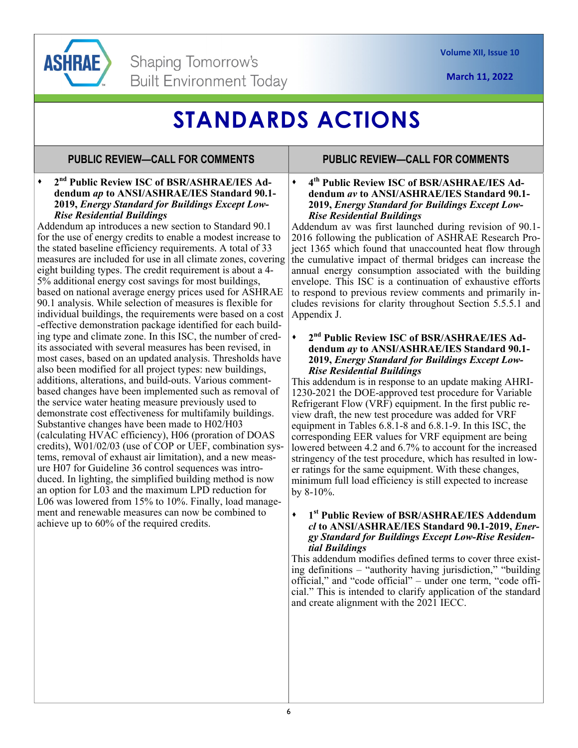# STANDARDS ACTIONS

## PUBLIC REVIEW—CALL FOR COMMENTS

- **2nd Public Review ISC of BSR/ASHRAE/IES Addendum *ap* to ANSI/ASHRAE/IES Standard 90.1-2019, *Energy Standard for Buildings Except Low-Rise Residential Buildings***

Addendum ap introduces a new section to Standard 90.1 for the use of energy credits to enable a modest increase to the stated baseline efficiency requirements. A total of 33 measures are included for use in all climate zones, covering eight building types. The credit requirement is about a 4-5% additional energy cost savings for most buildings, based on national average energy prices used for ASHRAE 90.1 analysis. While selection of measures is flexible for individual buildings, the requirements were based on a cost-effective demonstration package identified for each building type and climate zone. In this ISC, the number of credits associated with several measures has been revised, in most cases, based on an updated analysis. Thresholds have also been modified for all project types: new buildings, additions, alterations, and build-outs. Various comment-based changes have been implemented such as removal of the service water heating measure previously used to demonstrate cost effectiveness for multifamily buildings. Substantive changes have been made to H02/H03 (calculating HVAC efficiency), H06 (proration of DOAS credits), W01/02/03 (use of COP or UEF, combination systems, removal of exhaust air limitation), and a new measure H07 for Guideline 36 control sequences was introduced. In lighting, the simplified building method is now an option for L03 and the maximum LPD reduction for L06 was lowered from 15% to 10%. Finally, load management and renewable measures can now be combined to achieve up to 60% of the required credits.

## PUBLIC REVIEW—CALL FOR COMMENTS

- **4th Public Review ISC of BSR/ASHRAE/IES Addendum *av* to ANSI/ASHRAE/IES Standard 90.1-2019, *Energy Standard for Buildings Except Low-Rise Residential Buildings***

Addendum av was first launched during revision of 90.1-2016 following the publication of ASHRAE Research Project 1365 which found that unaccounted heat flow through the cumulative impact of thermal bridges can increase the annual energy consumption associated with the building envelope. This ISC is a continuation of exhaustive efforts to respond to previous review comments and primarily includes revisions for clarity throughout Section 5.5.5.1 and Appendix J.

- **2nd Public Review ISC of BSR/ASHRAE/IES Addendum *ay* to ANSI/ASHRAE/IES Standard 90.1-2019, *Energy Standard for Buildings Except Low-Rise Residential Buildings***

This addendum is in response to an update making AHRI-1230-2021 the DOE-approved test procedure for Variable Refrigerant Flow (VRF) equipment. In the first public review draft, the new test procedure was added for VRF equipment in Tables 6.8.1-8 and 6.8.1-9. In this ISC, the corresponding EER values for VRF equipment are being lowered between 4.2 and 6.7% to account for the increased stringency of the test procedure, which has resulted in lower ratings for the same equipment. With these changes, minimum full load efficiency is still expected to increase by 8-10%.

- **1st Public Review of BSR/ASHRAE/IES Addendum *cl* to ANSI/ASHRAE/IES Standard 90.1-2019, *Energy Standard for Buildings Except Low-Rise Residential Buildings***

This addendum modifies defined terms to cover three existing definitions – "authority having jurisdiction," "building official," and "code official" – under one term, "code official." This is intended to clarify application of the standard and create alignment with the 2021 IECC.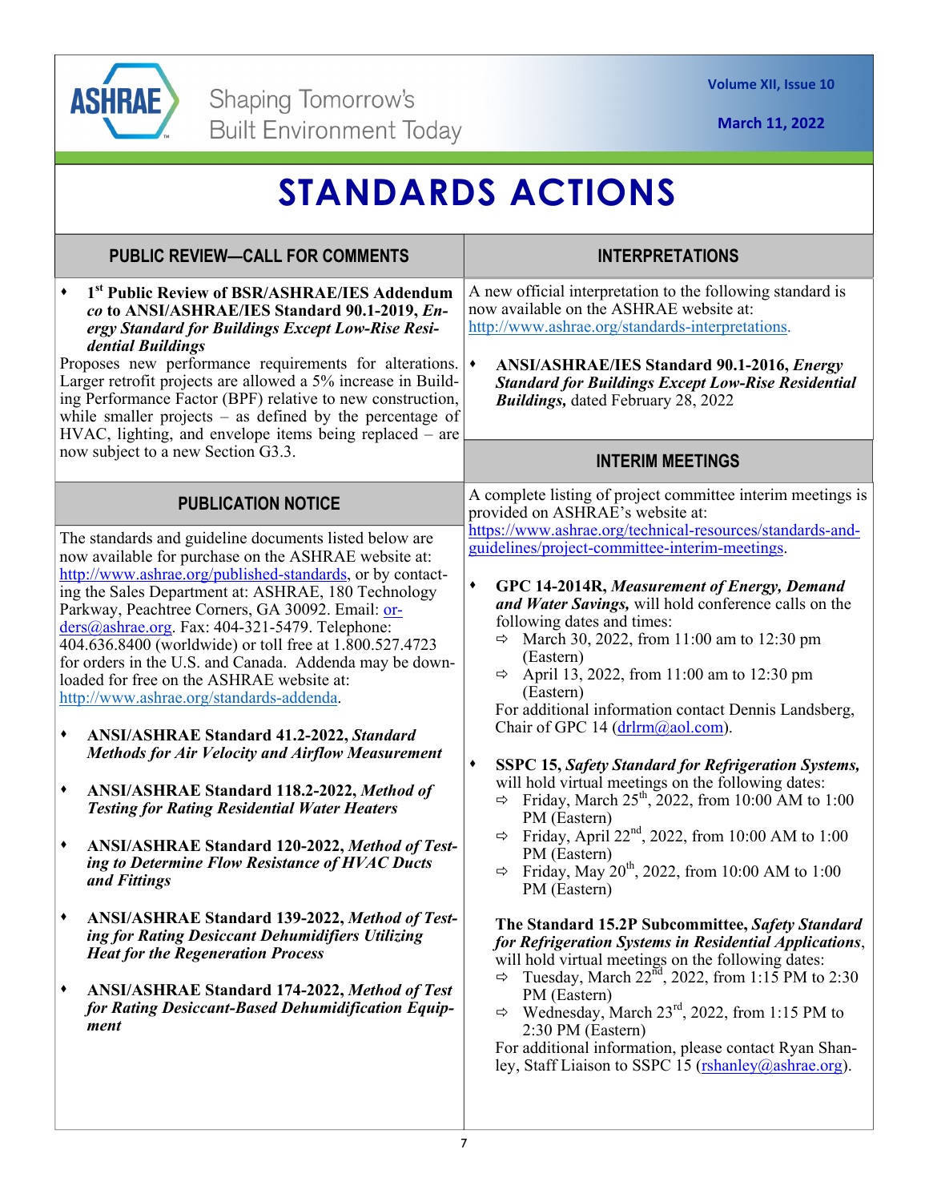# STANDARDS ACTIONS

## PUBLIC REVIEW—CALL FOR COMMENTS

- **1st Public Review of BSR/ASHRAE/IES Addendum *co* to ANSI/ASHRAE/IES Standard 90.1-2019, *Energy Standard for Buildings Except Low-Rise Residential Buildings***

Proposes new performance requirements for alterations. Larger retrofit projects are allowed a 5% increase in Building Performance Factor (BPF) relative to new construction, while smaller projects – as defined by the percentage of HVAC, lighting, and envelope items being replaced – are now subject to a new Section G3.3.

## PUBLICATION NOTICE

The standards and guideline documents listed below are now available for purchase on the ASHRAE website at: http://www.ashrae.org/published-standards, or by contacting the Sales Department at: ASHRAE, 180 Technology Parkway, Peachtree Corners, GA 30092. Email: orders@ashrae.org. Fax: 404-321-5479. Telephone: 404.636.8400 (worldwide) or toll free at 1.800.527.4723 for orders in the U.S. and Canada. Addenda may be downloaded for free on the ASHRAE website at: http://www.ashrae.org/standards-addenda.

- **ANSI/ASHRAE Standard 41.2-2022, *Standard Methods for Air Velocity and Airflow Measurement***
- **ANSI/ASHRAE Standard 118.2-2022, *Method of Testing for Rating Residential Water Heaters***
- **ANSI/ASHRAE Standard 120-2022, *Method of Testing to Determine Flow Resistance of HVAC Ducts and Fittings***
- **ANSI/ASHRAE Standard 139-2022, *Method of Testing for Rating Desiccant Dehumidifiers Utilizing Heat for the Regeneration Process***
- **ANSI/ASHRAE Standard 174-2022, *Method of Test for Rating Desiccant-Based Dehumidification Equipment***

## INTERPRETATIONS

A new official interpretation to the following standard is now available on the ASHRAE website at: http://www.ashrae.org/standards-interpretations.

- **ANSI/ASHRAE/IES Standard 90.1-2016, *Energy Standard for Buildings Except Low-Rise Residential Buildings,*** dated February 28, 2022

## INTERIM MEETINGS

A complete listing of project committee interim meetings is provided on ASHRAE's website at: https://www.ashrae.org/technical-resources/standards-and-guidelines/project-committee-interim-meetings.

- **GPC 14-2014R, *Measurement of Energy, Demand and Water Savings,*** will hold conference calls on the following dates and times:
  - March 30, 2022, from 11:00 am to 12:30 pm (Eastern)
  - April 13, 2022, from 11:00 am to 12:30 pm (Eastern)

  For additional information contact Dennis Landsberg, Chair of GPC 14 (drlrm@aol.com).

- **SSPC 15, *Safety Standard for Refrigeration Systems,*** will hold virtual meetings on the following dates:
  - Friday, March 25th, 2022, from 10:00 AM to 1:00 PM (Eastern)
  - Friday, April 22nd, 2022, from 10:00 AM to 1:00 PM (Eastern)
  - Friday, May 20th, 2022, from 10:00 AM to 1:00 PM (Eastern)

  **The Standard 15.2P Subcommittee, *Safety Standard for Refrigeration Systems in Residential Applications***, will hold virtual meetings on the following dates:
  - Tuesday, March 22nd, 2022, from 1:15 PM to 2:30 PM (Eastern)
  - Wednesday, March 23rd, 2022, from 1:15 PM to 2:30 PM (Eastern)

  For additional information, please contact Ryan Shanley, Staff Liaison to SSPC 15 (rshanley@ashrae.org).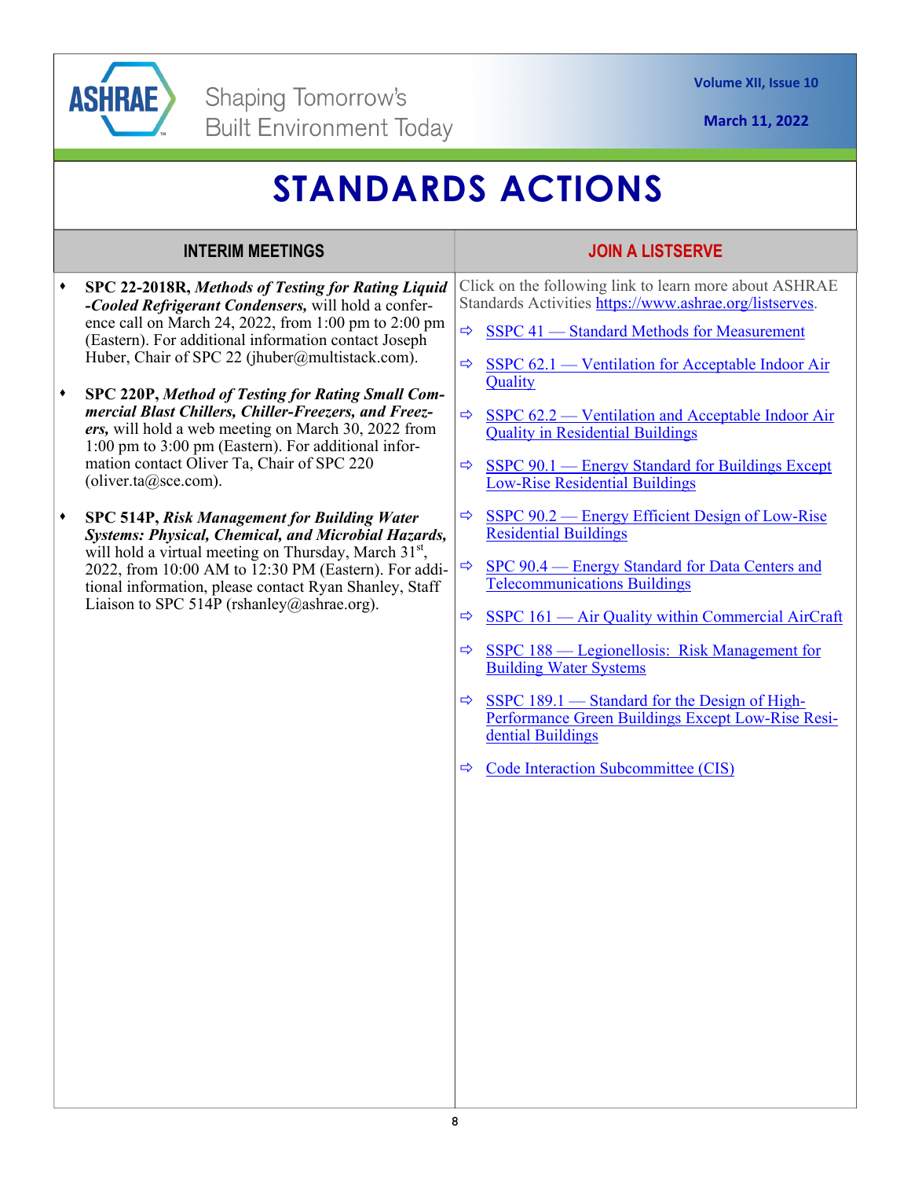ASHRAE

Shaping Tomorrow's Built Environment Today

# STANDARDS ACTIONS

## INTERIM MEETINGS

- **SPC 22-2018R, *Methods of Testing for Rating Liquid-Cooled Refrigerant Condensers,*** will hold a conference call on March 24, 2022, from 1:00 pm to 2:00 pm (Eastern). For additional information contact Joseph Huber, Chair of SPC 22 (jhuber@multistack.com).
- **SPC 220P, *Method of Testing for Rating Small Commercial Blast Chillers, Chiller-Freezers, and Freezers,*** will hold a web meeting on March 30, 2022 from 1:00 pm to 3:00 pm (Eastern). For additional information contact Oliver Ta, Chair of SPC 220 (oliver.ta@sce.com).
- **SPC 514P, *Risk Management for Building Water Systems: Physical, Chemical, and Microbial Hazards,*** will hold a virtual meeting on Thursday, March 31st, 2022, from 10:00 AM to 12:30 PM (Eastern). For additional information, please contact Ryan Shanley, Staff Liaison to SPC 514P (rshanley@ashrae.org).

## JOIN A LISTSERVE

Click on the following link to learn more about ASHRAE Standards Activities https://www.ashrae.org/listserves.

- SSPC 41 — Standard Methods for Measurement
- SSPC 62.1 — Ventilation for Acceptable Indoor Air Quality
- SSPC 62.2 — Ventilation and Acceptable Indoor Air Quality in Residential Buildings
- SSPC 90.1 — Energy Standard for Buildings Except Low-Rise Residential Buildings
- SSPC 90.2 — Energy Efficient Design of Low-Rise Residential Buildings
- SPC 90.4 — Energy Standard for Data Centers and Telecommunications Buildings
- SSPC 161 — Air Quality within Commercial AirCraft
- SSPC 188 — Legionellosis: Risk Management for Building Water Systems
- SSPC 189.1 — Standard for the Design of High-Performance Green Buildings Except Low-Rise Residential Buildings
- Code Interaction Subcommittee (CIS)